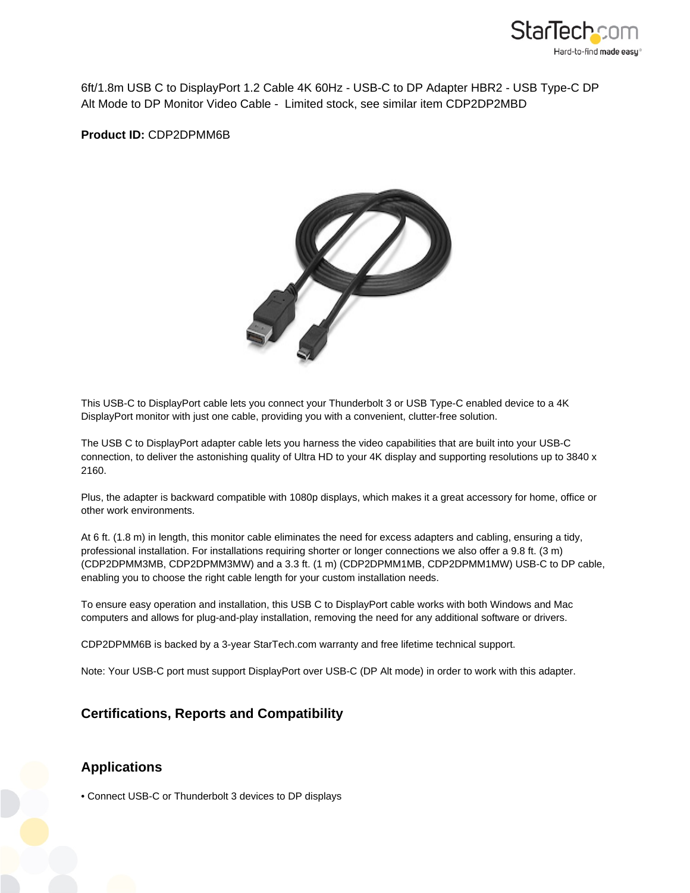6ft/1.8m USB C to DisplayPort 1.2 Cable 4K 60Hz - USB-C to DP Adapter HBR2 - USB Type-C DP Alt Mode to DP Monitor Video Cable - Limited stock, see similar item CDP2DP2MBD

**Product ID:** CDP2DPMM6B

This USB-C to DisplayPort cable lets you connect your Thunderbolt 3 or USB Type-C enabled device to a 4K DisplayPort monitor with just one cable, providing you with a convenient, clutter-free solution.

The USB C to DisplayPort adapter cable lets you harness the video capabilities that are built into your USB-C connection, to deliver the astonishing quality of Ultra HD to your 4K display and supporting resolutions up to 3840 x 2160.

Plus, the adapter is backward compatible with 1080p displays, which makes it a great accessory for home, office or other work environments.

At 6 ft. (1.8 m) in length, this monitor cable eliminates the need for excess adapters and cabling, ensuring a tidy, professional installation. For installations requiring shorter or longer connections we also offer a 9.8 ft. (3 m) (CDP2DPMM3MB, CDP2DPMM3MW) and a 3.3 ft. (1 m) (CDP2DPMM1MB, CDP2DPMM1MW) USB-C to DP cable, enabling you to choose the right cable length for your custom installation needs.

To ensure easy operation and installation, this USB C to DisplayPort cable works with both Windows and Mac computers and allows for plug-and-play installation, removing the need for any additional software or drivers.

CDP2DPMM6B is backed by a 3-year StarTech.com warranty and free lifetime technical support.

Note: Your USB-C port must support DisplayPort over USB-C (DP Alt mode) in order to work with this adapter.

## Certifications, Reports and Compatibility

## Applications

- Connect USB-C or Thunderbolt 3 devices to DP displays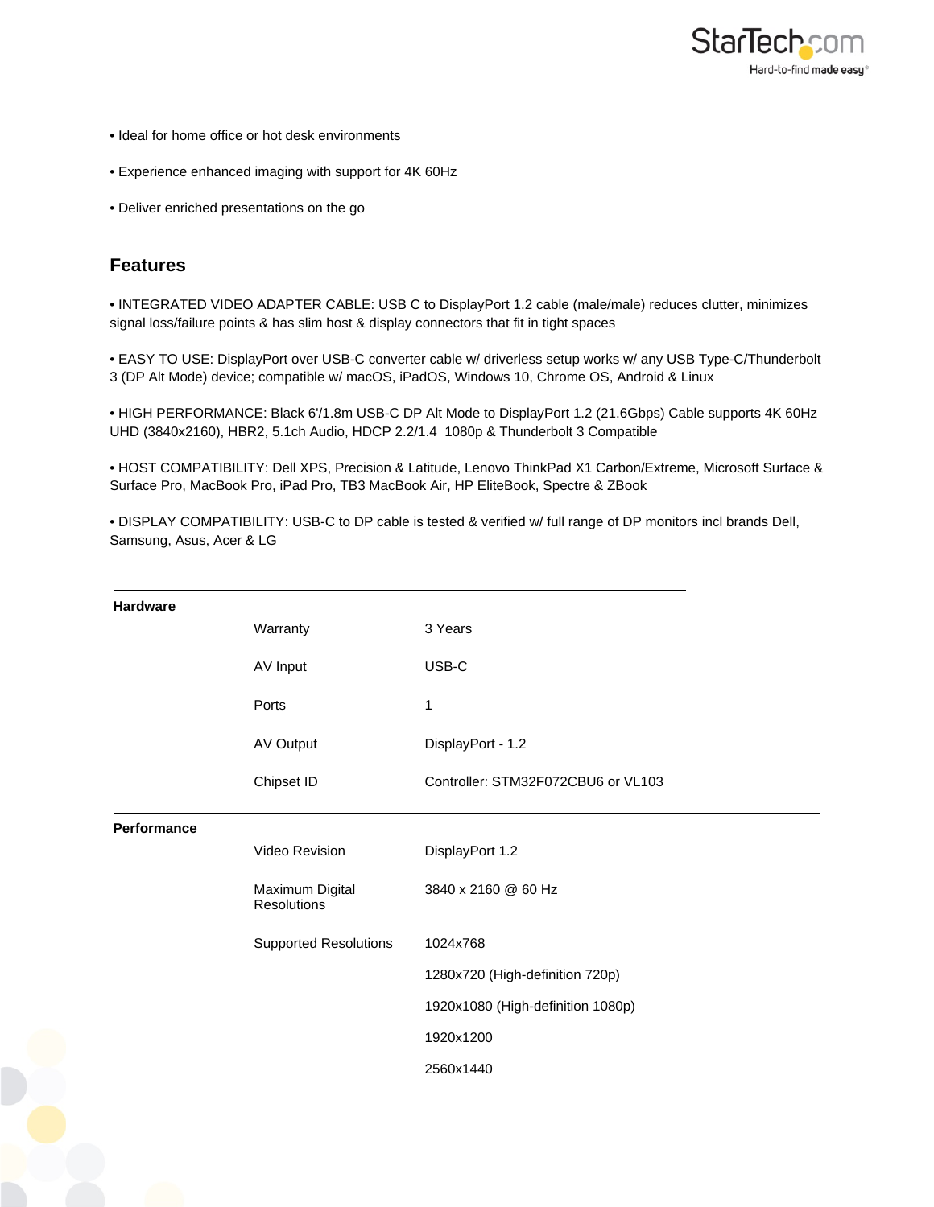• Ideal for home office or hot desk environments

• Experience enhanced imaging with support for 4K 60Hz

• Deliver enriched presentations on the go

## Features

• INTEGRATED VIDEO ADAPTER CABLE: USB C to DisplayPort 1.2 cable (male/male) reduces clutter, minimizes signal loss/failure points & has slim host & display connectors that fit in tight spaces

• EASY TO USE: DisplayPort over USB-C converter cable w/ driverless setup works w/ any USB Type-C/Thunderbolt 3 (DP Alt Mode) device; compatible w/ macOS, iPadOS, Windows 10, Chrome OS, Android & Linux

• HIGH PERFORMANCE: Black 6'/1.8m USB-C DP Alt Mode to DisplayPort 1.2 (21.6Gbps) Cable supports 4K 60Hz UHD (3840x2160), HBR2, 5.1ch Audio, HDCP 2.2/1.4 1080p & Thunderbolt 3 Compatible

• HOST COMPATIBILITY: Dell XPS, Precision & Latitude, Lenovo ThinkPad X1 Carbon/Extreme, Microsoft Surface & Surface Pro, MacBook Pro, iPad Pro, TB3 MacBook Air, HP EliteBook, Spectre & ZBook

• DISPLAY COMPATIBILITY: USB-C to DP cable is tested & verified w/ full range of DP monitors incl brands Dell, Samsung, Asus, Acer & LG

| | | |
|---|---|---|
| **Hardware** | Warranty | 3 Years |
| | AV Input | USB-C |
| | Ports | 1 |
| | AV Output | DisplayPort - 1.2 |
| | Chipset ID | Controller: STM32F072CBU6 or VL103 |
| **Performance** | Video Revision | DisplayPort 1.2 |
| | Maximum Digital Resolutions | 3840 x 2160 @ 60 Hz |
| | Supported Resolutions | 1024x768 |
| | | 1280x720 (High-definition 720p) |
| | | 1920x1080 (High-definition 1080p) |
| | | 1920x1200 |
| | | 2560x1440 |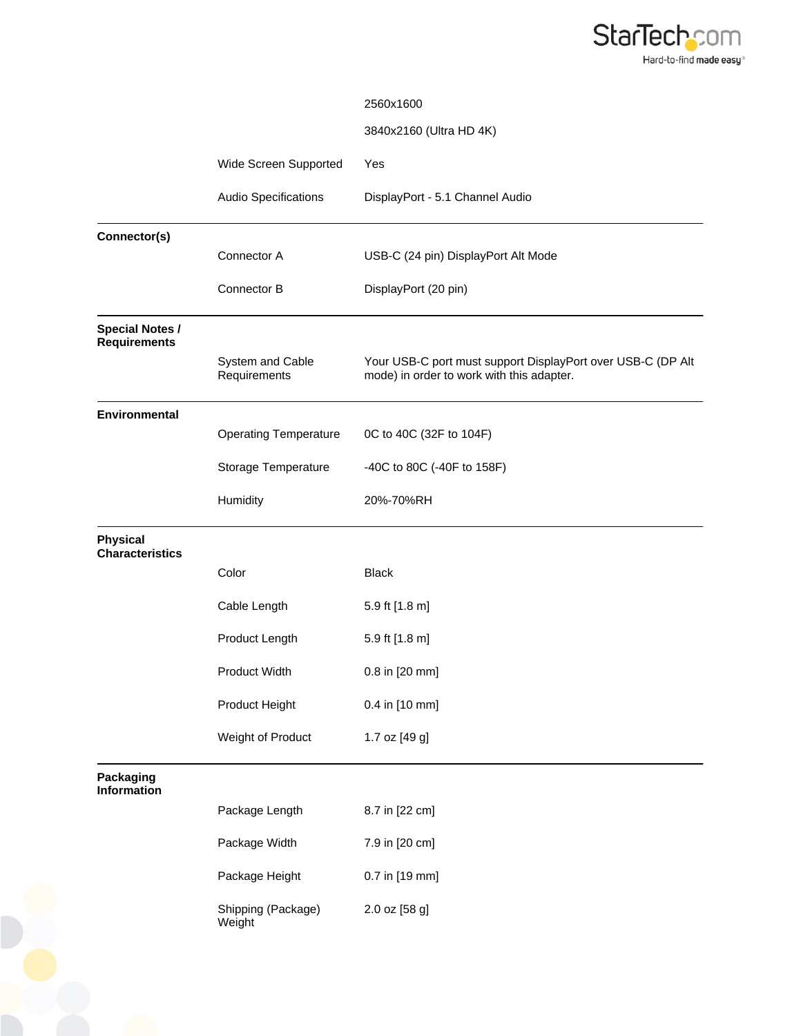| | | |
|---|---|---|
| | | 2560x1600 |
| | | 3840x2160 (Ultra HD 4K) |
| | Wide Screen Supported | Yes |
| | Audio Specifications | DisplayPort - 5.1 Channel Audio |
| **Connector(s)** | | |
| | Connector A | USB-C (24 pin) DisplayPort Alt Mode |
| | Connector B | DisplayPort (20 pin) |
| **Special Notes / Requirements** | | |
| | System and Cable Requirements | Your USB-C port must support DisplayPort over USB-C (DP Alt mode) in order to work with this adapter. |
| **Environmental** | | |
| | Operating Temperature | 0C to 40C (32F to 104F) |
| | Storage Temperature | -40C to 80C (-40F to 158F) |
| | Humidity | 20%-70%RH |
| **Physical Characteristics** | | |
| | Color | Black |
| | Cable Length | 5.9 ft [1.8 m] |
| | Product Length | 5.9 ft [1.8 m] |
| | Product Width | 0.8 in [20 mm] |
| | Product Height | 0.4 in [10 mm] |
| | Weight of Product | 1.7 oz [49 g] |
| **Packaging Information** | | |
| | Package Length | 8.7 in [22 cm] |
| | Package Width | 7.9 in [20 cm] |
| | Package Height | 0.7 in [19 mm] |
| | Shipping (Package) Weight | 2.0 oz [58 g] |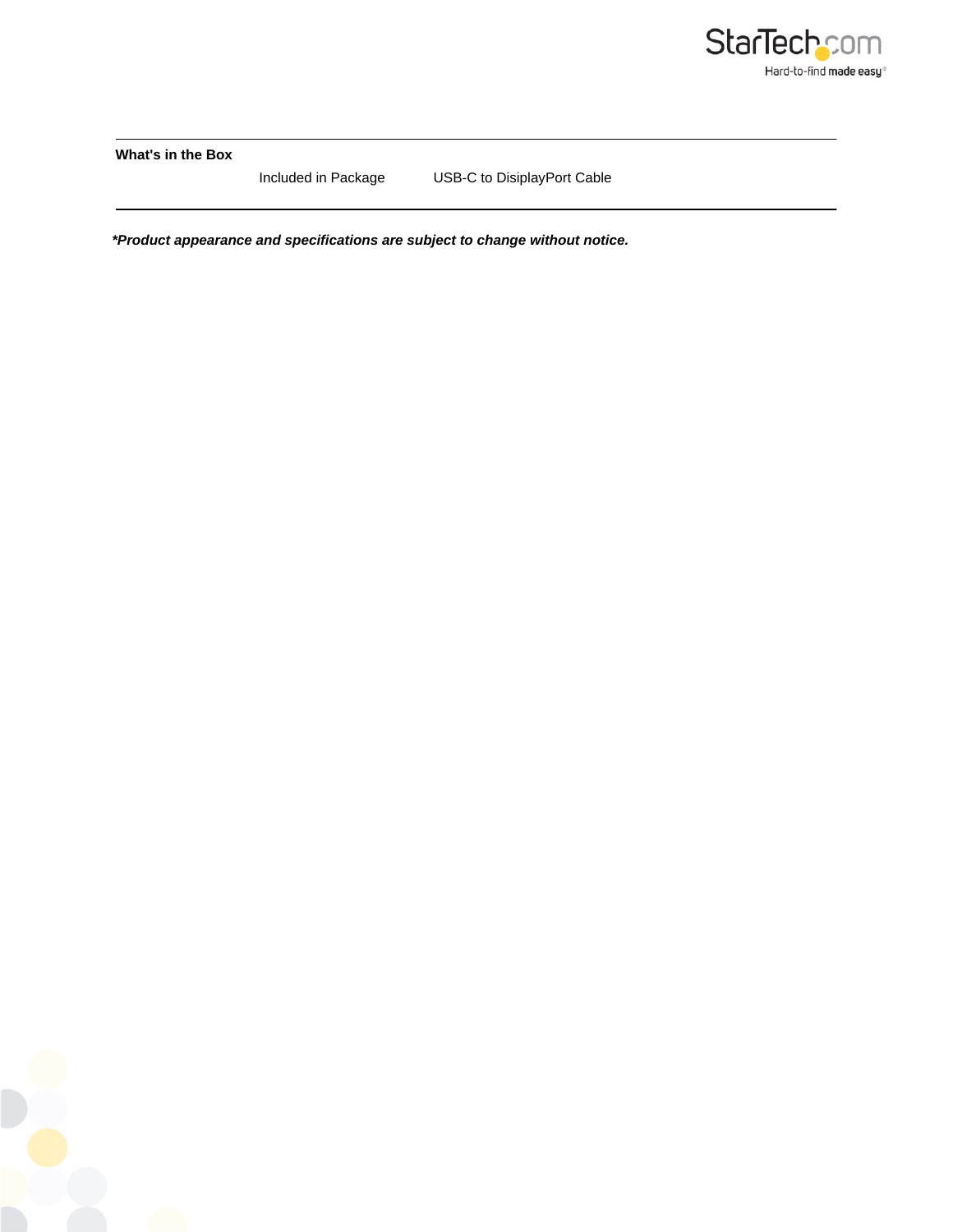| | | |
|---|---|---|
| **What's in the Box** | | |
| | Included in Package | USB-C to DisiplayPort Cable |

***Product appearance and specifications are subject to change without notice.***